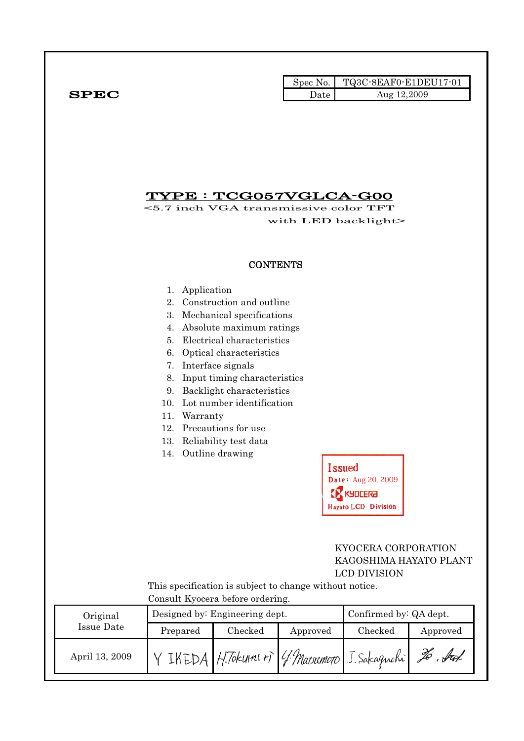**SPEC**

| Spec No. | TQ3C-8EAF0-E1DEU17-01 |
|---|---|
| Date | Aug 12,2009 |

# TYPE : TCG057VGLCA-G00

<5.7 inch VGA transmissive color TFT with LED backlight>

## CONTENTS

1. Application
2. Construction and outline
3. Mechanical specifications
4. Absolute maximum ratings
5. Electrical characteristics
6. Optical characteristics
7. Interface signals
8. Input timing characteristics
9. Backlight characteristics
10. Lot number identification
11. Warranty
12. Precautions for use
13. Reliability test data
14. Outline drawing

Issued
Date: Aug 20, 2009
KYOCERA
Hayato LCD Division

KYOCERA CORPORATION
KAGOSHIMA HAYATO PLANT
LCD DIVISION

This specification is subject to change without notice.
Consult Kyocera before ordering.

| Original Issue Date | Designed by: Engineering dept. | | | Confirmed by: QA dept. | |
|---|---|---|---|---|---|
| | Prepared | Checked | Approved | Checked | Approved |
| April 13, 2009 | Y IKEDA | H.Tokunari | Y.Matsumoto | J.Sakaguchi | |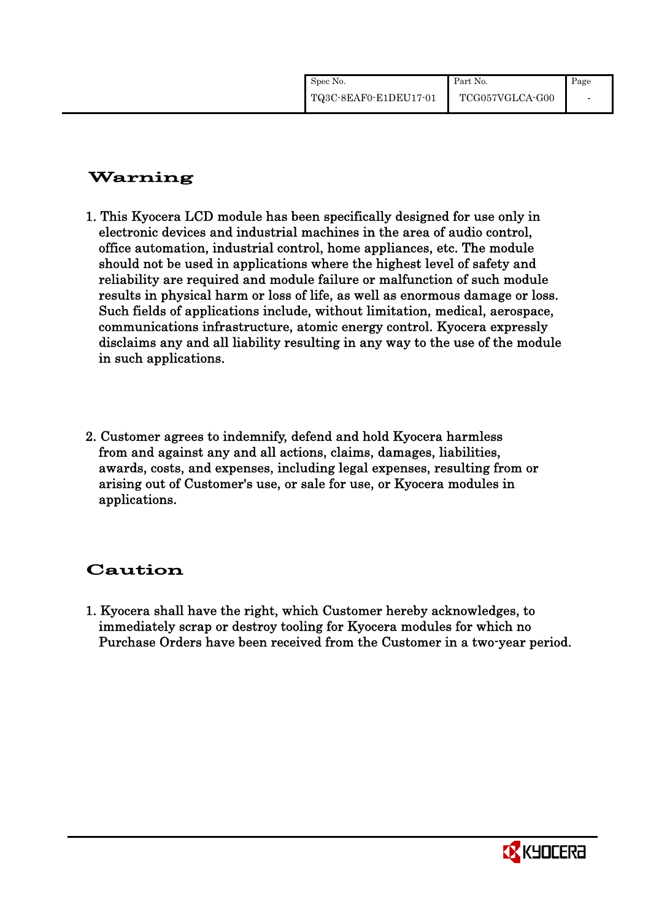# Warning

1. This Kyocera LCD module has been specifically designed for use only in electronic devices and industrial machines in the area of audio control, office automation, industrial control, home appliances, etc. The module should not be used in applications where the highest level of safety and reliability are required and module failure or malfunction of such module results in physical harm or loss of life, as well as enormous damage or loss. Such fields of applications include, without limitation, medical, aerospace, communications infrastructure, atomic energy control. Kyocera expressly disclaims any and all liability resulting in any way to the use of the module in such applications.

2. Customer agrees to indemnify, defend and hold Kyocera harmless from and against any and all actions, claims, damages, liabilities, awards, costs, and expenses, including legal expenses, resulting from or arising out of Customer's use, or sale for use, or Kyocera modules in applications.

# Caution

1. Kyocera shall have the right, which Customer hereby acknowledges, to immediately scrap or destroy tooling for Kyocera modules for which no Purchase Orders have been received from the Customer in a two-year period.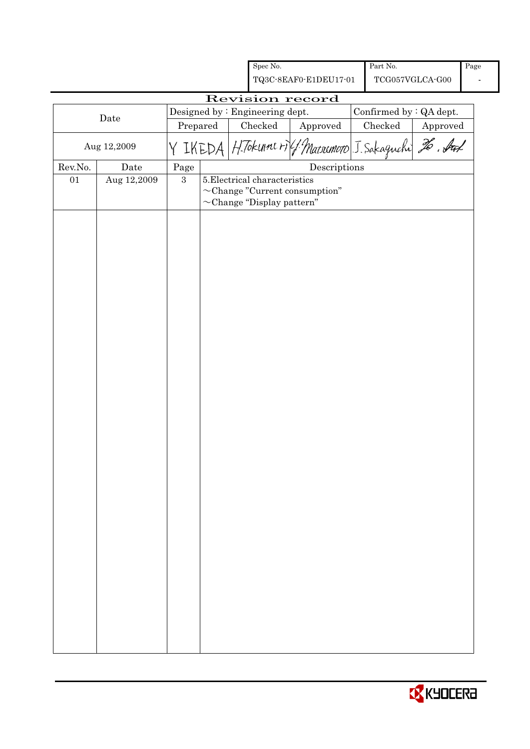| Spec No. | Part No. | Page |
|---|---|---|
| TQ3C-8EAF0-E1DEU17-01 | TCG057VGLCA-G00 | - |

# Revision record

| Date | Designed by : Engineering dept. | | | Confirmed by : QA dept. | |
|---|---|---|---|---|---|
| | Prepared | Checked | Approved | Checked | Approved |
| Aug 12,2009 | Y IKEDA | H.Tokumori | Y.Matsumoto | J.Sakaguchi | Ho. Aok |

| Rev.No. | Date | Page | Descriptions |
|---|---|---|---|
| 01 | Aug 12,2009 | 3 | 5.Electrical characteristics<br>~Change "Current consumption"<br>~Change "Display pattern" |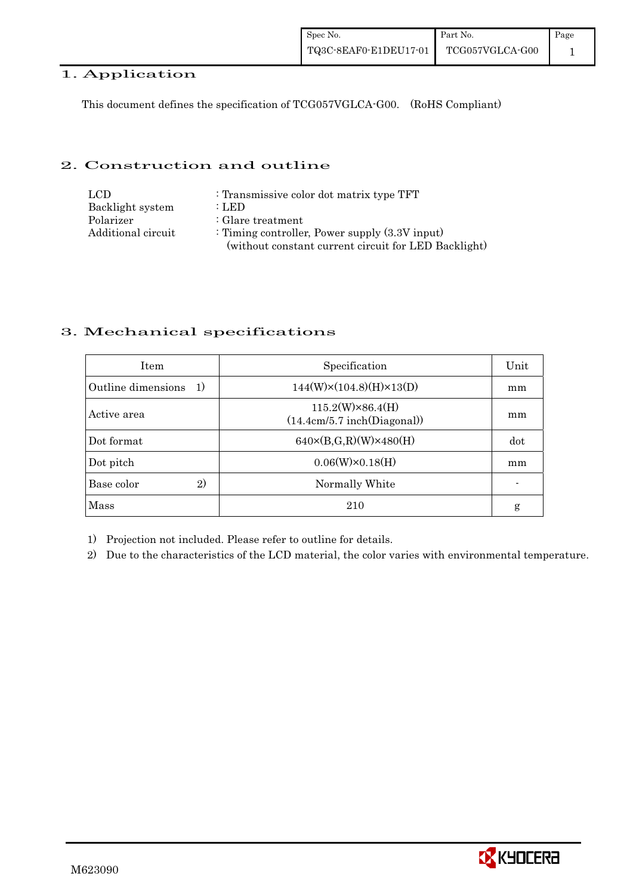## 1. Application

This document defines the specification of TCG057VGLCA-G00. (RoHS Compliant)

## 2. Construction and outline

LCD : Transmissive color dot matrix type TFT
Backlight system : LED
Polarizer : Glare treatment
Additional circuit : Timing controller, Power supply (3.3V input)
(without constant current circuit for LED Backlight)

## 3. Mechanical specifications

| Item | Specification | Unit |
|---|---|---|
| Outline dimensions 1) | 144(W)×(104.8)(H)×13(D) | mm |
| Active area | 115.2(W)×86.4(H) (14.4cm/5.7 inch(Diagonal)) | mm |
| Dot format | 640×(B,G,R)(W)×480(H) | dot |
| Dot pitch | 0.06(W)×0.18(H) | mm |
| Base color 2) | Normally White | - |
| Mass | 210 | g |

1) Projection not included. Please refer to outline for details.
2) Due to the characteristics of the LCD material, the color varies with environmental temperature.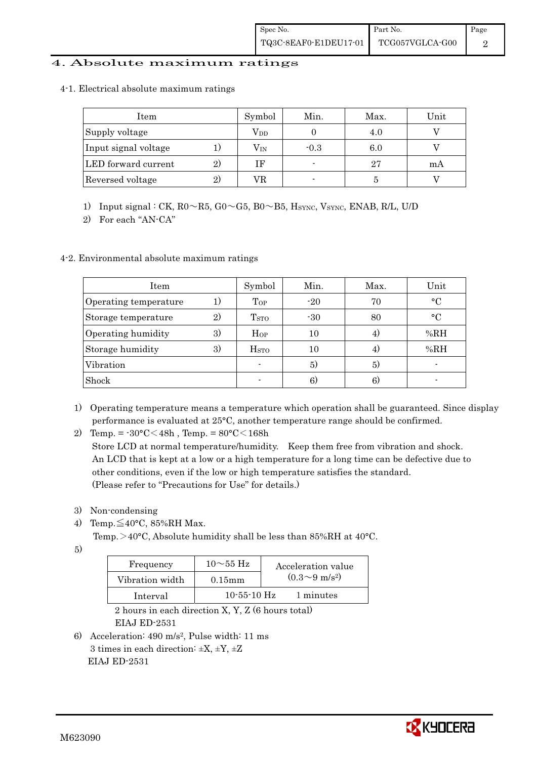# 4. Absolute maximum ratings

## 4-1. Electrical absolute maximum ratings

| Item | | Symbol | Min. | Max. | Unit |
|---|---|---|---|---|---|
| Supply voltage | | $V_{DD}$ | 0 | 4.0 | V |
| Input signal voltage | 1) | $V_{IN}$ | -0.3 | 6.0 | V |
| LED forward current | 2) | IF | - | 27 | mA |
| Reversed voltage | 2) | VR | - | 5 | V |

1) Input signal : CK, R0～R5, G0～G5, B0～B5, $H_{SYNC}$, $V_{SYNC}$, ENAB, R/L, U/D
2) For each "AN-CA"

## 4-2. Environmental absolute maximum ratings

| Item | | Symbol | Min. | Max. | Unit |
|---|---|---|---|---|---|
| Operating temperature | 1) | $T_{OP}$ | -20 | 70 | °C |
| Storage temperature | 2) | $T_{STO}$ | -30 | 80 | °C |
| Operating humidity | 3) | $H_{OP}$ | 10 | 4) | %RH |
| Storage humidity | 3) | $H_{STO}$ | 10 | 4) | %RH |
| Vibration | | - | 5) | 5) | - |
| Shock | | - | 6) | 6) | - |

1) Operating temperature means a temperature which operation shall be guaranteed. Since display performance is evaluated at 25°C, another temperature range should be confirmed.
2) Temp. = -30°C＜48h , Temp. = 80°C＜168h
   Store LCD at normal temperature/humidity. Keep them free from vibration and shock.
   An LCD that is kept at a low or a high temperature for a long time can be defective due to other conditions, even if the low or high temperature satisfies the standard.
   (Please refer to "Precautions for Use" for details.)

3) Non-condensing
4) Temp.≦40°C, 85%RH Max.
   Temp.＞40°C, Absolute humidity shall be less than 85%RH at 40°C.
5)

| Frequency | 10～55 Hz | Acceleration value ($0.3$～$9$ m/s$^2$) |
|---|---|---|
| Vibration width | 0.15mm | |
| Interval | 10-55-10 Hz | 1 minutes |

   2 hours in each direction X, Y, Z (6 hours total)
   EIAJ ED-2531

6) Acceleration: 490 m/s$^2$, Pulse width: 11 ms
   3 times in each direction: ±X, ±Y, ±Z
   EIAJ ED-2531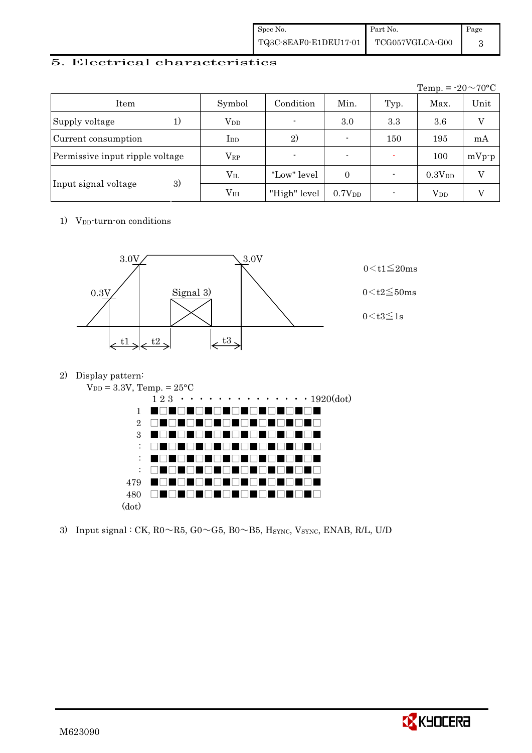## 5. Electrical characteristics

Temp. = -20～70°C

| Item | | Symbol | Condition | Min. | Typ. | Max. | Unit |
|---|---|---|---|---|---|---|---|
| Supply voltage | 1) | $V_{DD}$ | - | 3.0 | 3.3 | 3.6 | V |
| Current consumption | | $I_{DD}$ | 2) | - | 150 | 195 | mA |
| Permissive input ripple voltage | | $V_{RP}$ | - | - | - | 100 | mVp-p |
| Input signal voltage | 3) | $V_{IL}$ | "Low" level | 0 | - | $0.3V_{DD}$ | V |
| | | $V_{IH}$ | "High" level | $0.7V_{DD}$ | - | $V_{DD}$ | V |

1) $V_{DD}$-turn-on conditions

3.0V, 0.3V, Signal 3), 3.0V, t1, t2, t3

$0 < t1 \leqq 20ms$

$0 < t2 \leqq 50ms$

$0 < t3 \leqq 1s$

2) Display pattern:

$V_{DD}$ = 3.3V, Temp. = 25°C

1 2 3 · · · · · · · · · · · · · · 1920(dot)

1, 2, 3, :, :, :, 479, 480 (dot)

3) Input signal : CK, R0～R5, G0～G5, B0～B5, $H_{SYNC}$, $V_{SYNC}$, ENAB, R/L, U/D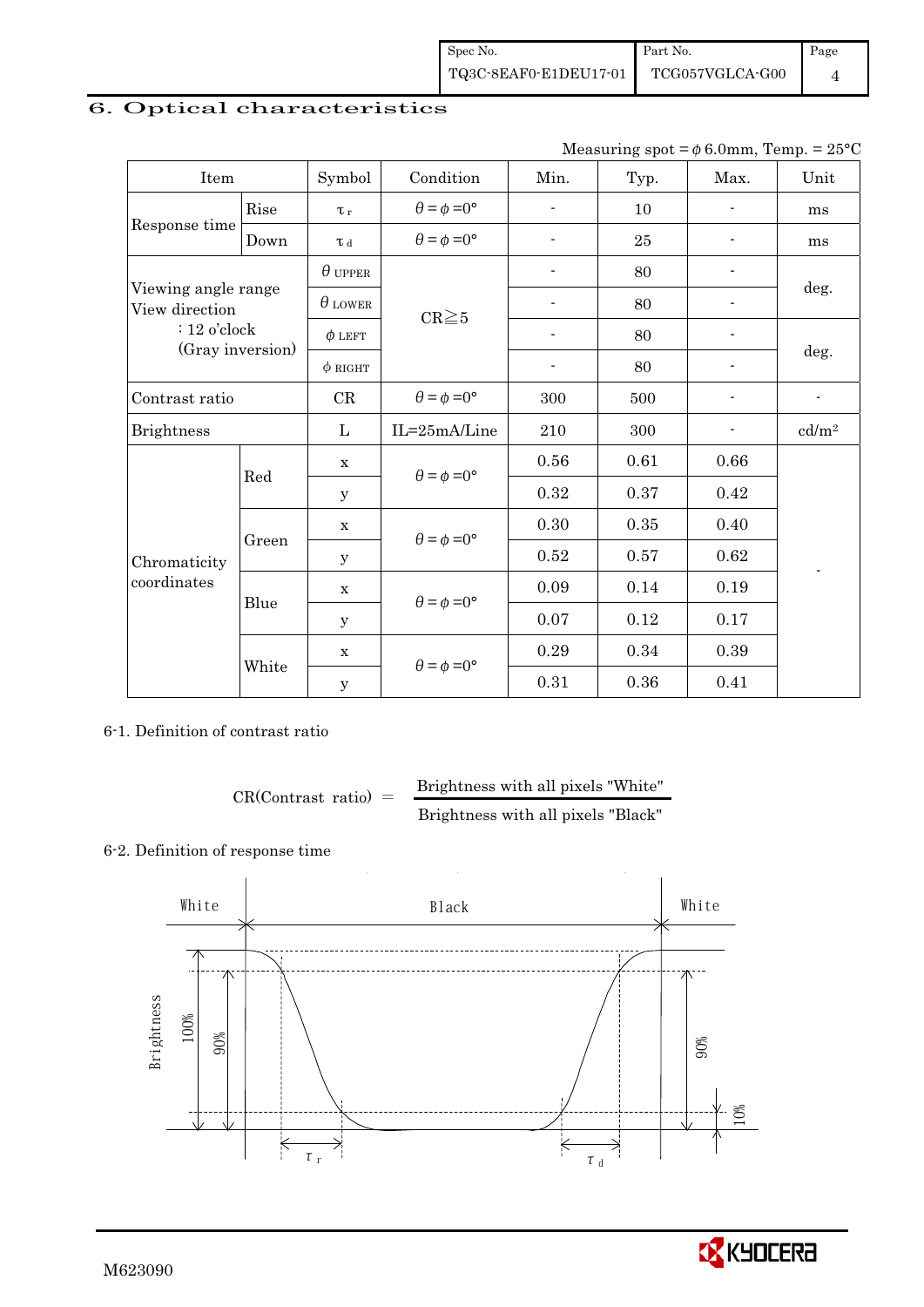# 6. Optical characteristics

Measuring spot = $\phi$ 6.0mm, Temp. = 25°C

| Item | | Symbol | Condition | Min. | Typ. | Max. | Unit |
|---|---|---|---|---|---|---|---|
| Response time | Rise | $\tau_r$ | $\theta = \phi = 0°$ | - | 10 | - | ms |
| | Down | $\tau_d$ | $\theta = \phi = 0°$ | - | 25 | - | ms |
| Viewing angle range<br>View direction<br>: 12 o'clock<br>(Gray inversion) | | $\theta$ UPPER | CR≧5 | - | 80 | - | deg. |
| | | $\theta$ LOWER | | - | 80 | - | |
| | | $\phi$ LEFT | | - | 80 | - | deg. |
| | | $\phi$ RIGHT | | - | 80 | - | |
| Contrast ratio | | CR | $\theta = \phi = 0°$ | 300 | 500 | - | - |
| Brightness | | L | IL=25mA/Line | 210 | 300 | - | cd/m² |
| Chromaticity coordinates | Red | x | $\theta = \phi = 0°$ | 0.56 | 0.61 | 0.66 | - |
| | | y | | 0.32 | 0.37 | 0.42 | |
| | Green | x | $\theta = \phi = 0°$ | 0.30 | 0.35 | 0.40 | |
| | | y | | 0.52 | 0.57 | 0.62 | |
| | Blue | x | $\theta = \phi = 0°$ | 0.09 | 0.14 | 0.19 | |
| | | y | | 0.07 | 0.12 | 0.17 | |
| | White | x | $\theta = \phi = 0°$ | 0.29 | 0.34 | 0.39 | |
| | | y | | 0.31 | 0.36 | 0.41 | |

6-1. Definition of contrast ratio

$$CR(\text{Contrast ratio}) = \frac{\text{Brightness with all pixels "White"}}{\text{Brightness with all pixels "Black"}}$$

6-2. Definition of response time

White　　Black　　White

Brightness　100%　90%　90%　10%

$\tau_r$　　$\tau_d$

M623090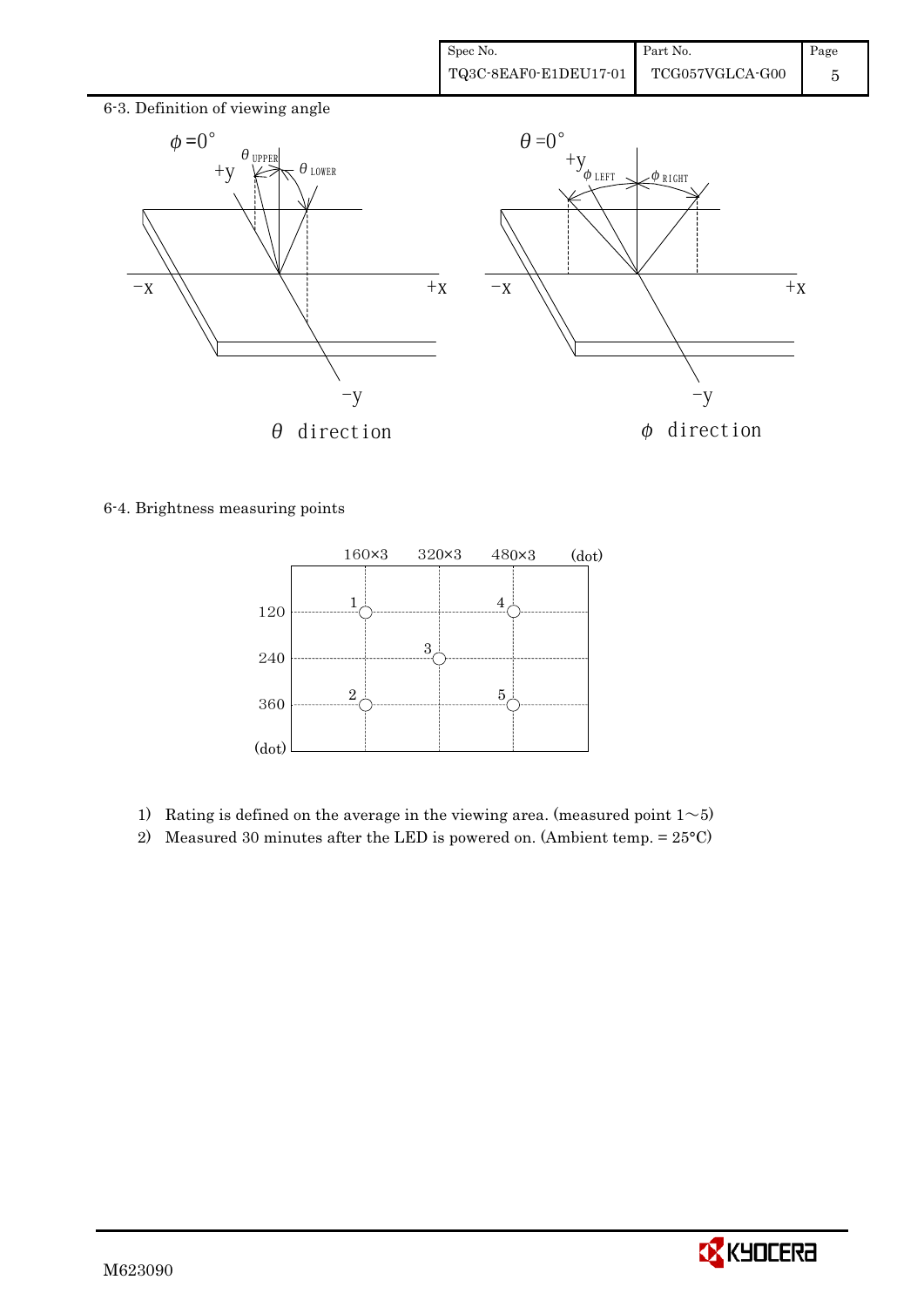6-3. Definition of viewing angle

$\phi = 0°$ $\theta_{UPPER}$ $\theta_{LOWER}$ +y −x +x −y

$\theta$ direction

$\theta = 0°$ +y $\phi_{LEFT}$ $\phi_{RIGHT}$ −x +x −y

$\phi$ direction

6-4. Brightness measuring points

| (dot) | 160×3 | 320×3 | 480×3 |
|---|---|---|---|
| 120 | 1 | | 4 |
| 240 | | 3 | |
| 360 | 2 | | 5 |

1) Rating is defined on the average in the viewing area. (measured point 1～5)
2) Measured 30 minutes after the LED is powered on. (Ambient temp. = 25°C)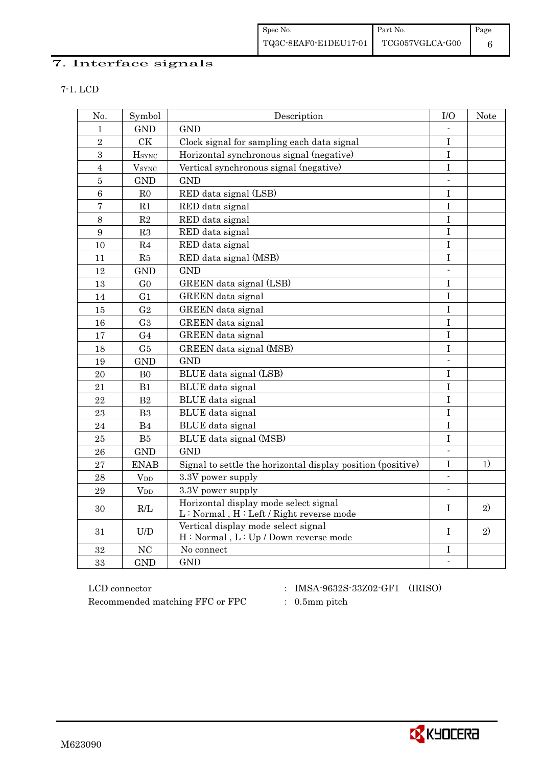# 7. Interface signals

7-1. LCD

| No. | Symbol | Description | I/O | Note |
|---|---|---|---|---|
| 1 | GND | GND | - | |
| 2 | CK | Clock signal for sampling each data signal | I | |
| 3 | $H_{SYNC}$ | Horizontal synchronous signal (negative) | I | |
| 4 | $V_{SYNC}$ | Vertical synchronous signal (negative) | I | |
| 5 | GND | GND | - | |
| 6 | R0 | RED data signal (LSB) | I | |
| 7 | R1 | RED data signal | I | |
| 8 | R2 | RED data signal | I | |
| 9 | R3 | RED data signal | I | |
| 10 | R4 | RED data signal | I | |
| 11 | R5 | RED data signal (MSB) | I | |
| 12 | GND | GND | - | |
| 13 | G0 | GREEN data signal (LSB) | I | |
| 14 | G1 | GREEN data signal | I | |
| 15 | G2 | GREEN data signal | I | |
| 16 | G3 | GREEN data signal | I | |
| 17 | G4 | GREEN data signal | I | |
| 18 | G5 | GREEN data signal (MSB) | I | |
| 19 | GND | GND | - | |
| 20 | B0 | BLUE data signal (LSB) | I | |
| 21 | B1 | BLUE data signal | I | |
| 22 | B2 | BLUE data signal | I | |
| 23 | B3 | BLUE data signal | I | |
| 24 | B4 | BLUE data signal | I | |
| 25 | B5 | BLUE data signal (MSB) | I | |
| 26 | GND | GND | - | |
| 27 | ENAB | Signal to settle the horizontal display position (positive) | I | 1) |
| 28 | $V_{DD}$ | 3.3V power supply | - | |
| 29 | $V_{DD}$ | 3.3V power supply | - | |
| 30 | R/L | Horizontal display mode select signal<br>L : Normal , H : Left / Right reverse mode | I | 2) |
| 31 | U/D | Vertical display mode select signal<br>H : Normal , L : Up / Down reverse mode | I | 2) |
| 32 | NC | No connect | I | |
| 33 | GND | GND | - | |

LCD connector : IMSA-9632S-33Z02-GF1 (IRISO)

Recommended matching FFC or FPC : 0.5mm pitch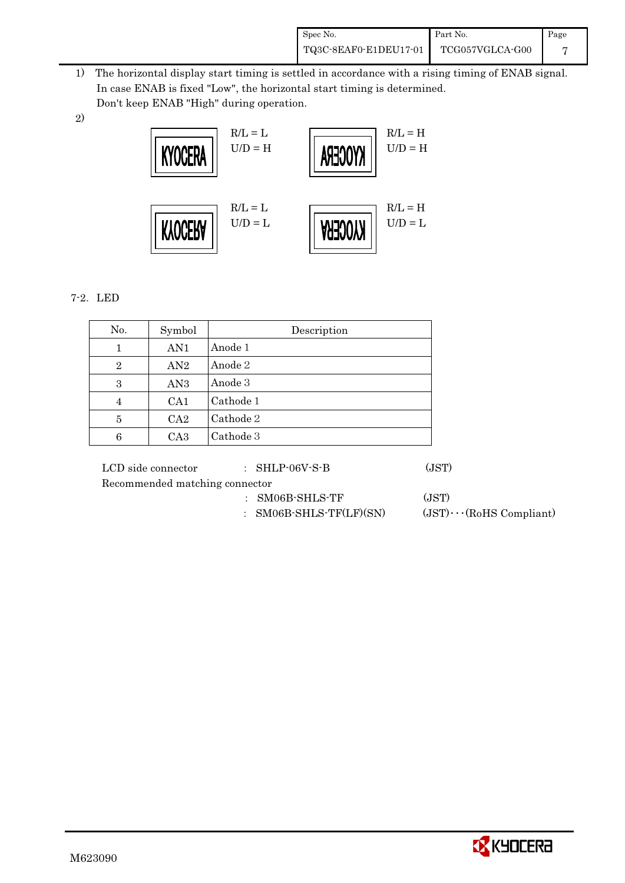1) The horizontal display start timing is settled in accordance with a rising timing of ENAB signal.
   In case ENAB is fixed "Low", the horizontal start timing is determined.
   Don't keep ENAB "High" during operation.

2)

| KYOCERA | R/L = L U/D = H | (mirrored KYOCERA) | R/L = H U/D = H |
|---|---|---|---|
| (flipped KYOCERA) | R/L = L U/D = L | (rotated KYOCERA) | R/L = H U/D = L |

7-2. LED

| No. | Symbol | Description |
|---|---|---|
| 1 | AN1 | Anode 1 |
| 2 | AN2 | Anode 2 |
| 3 | AN3 | Anode 3 |
| 4 | CA1 | Cathode 1 |
| 5 | CA2 | Cathode 2 |
| 6 | CA3 | Cathode 3 |

LCD side connector : SHLP-06V-S-B (JST)

Recommended matching connector

: SM06B-SHLS-TF (JST)

: SM06B-SHLS-TF(LF)(SN) (JST)···(RoHS Compliant)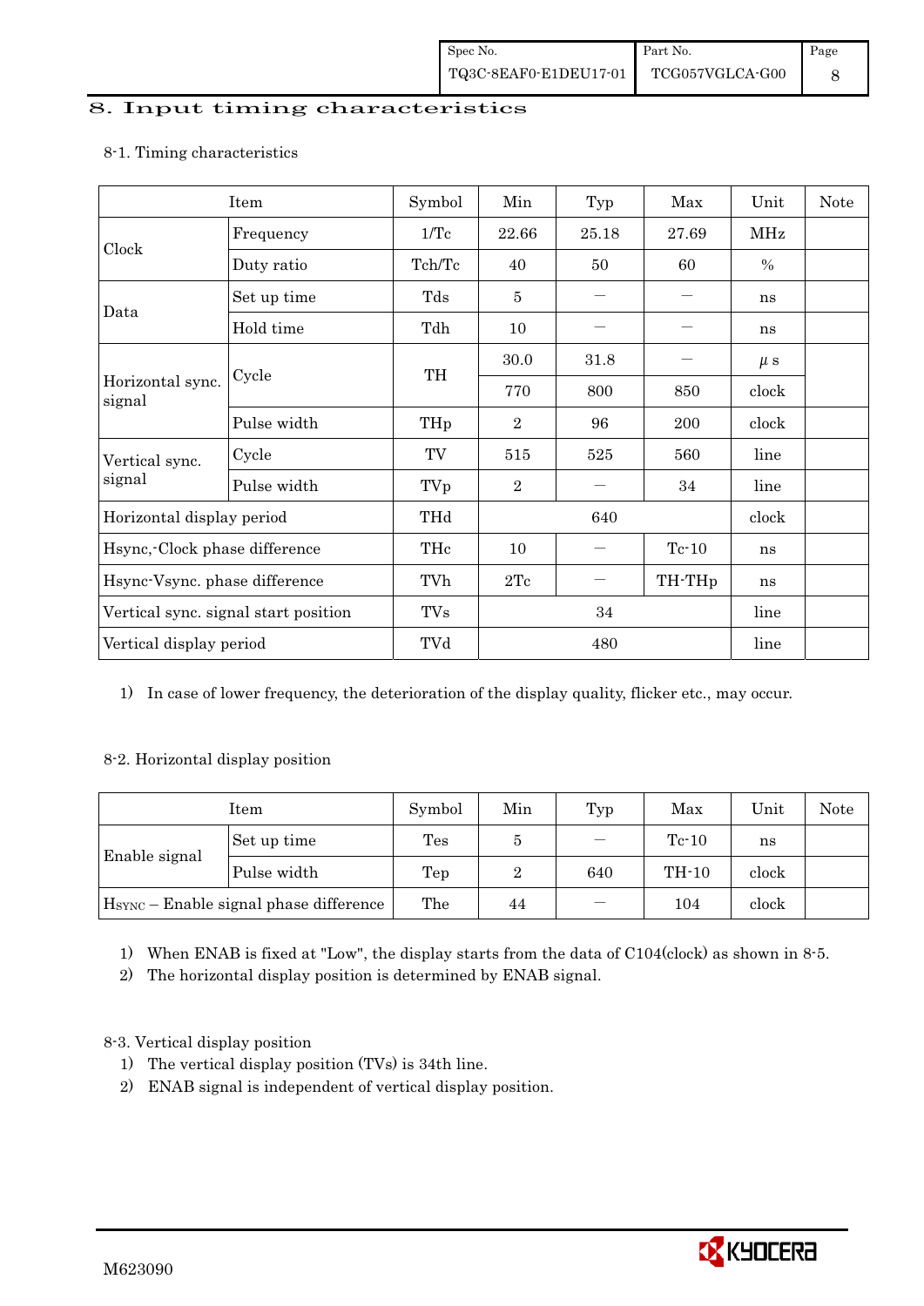## 8. Input timing characteristics

8-1. Timing characteristics

| Item | | Symbol | Min | Typ | Max | Unit | Note |
|---|---|---|---|---|---|---|---|
| Clock | Frequency | 1/Tc | 22.66 | 25.18 | 27.69 | MHz | |
| | Duty ratio | Tch/Tc | 40 | 50 | 60 | % | |
| Data | Set up time | Tds | 5 | — | — | ns | |
| | Hold time | Tdh | 10 | — | — | ns | |
| Horizontal sync. signal | Cycle | TH | 30.0 | 31.8 | — | μs | |
| | | | 770 | 800 | 850 | clock | |
| | Pulse width | THp | 2 | 96 | 200 | clock | |
| Vertical sync. signal | Cycle | TV | 515 | 525 | 560 | line | |
| | Pulse width | TVp | 2 | — | 34 | line | |
| Horizontal display period | | THd | | 640 | | clock | |
| Hsync,-Clock phase difference | | THc | 10 | — | Tc-10 | ns | |
| Hsync-Vsync. phase difference | | TVh | 2Tc | — | TH-THp | ns | |
| Vertical sync. signal start position | | TVs | | 34 | | line | |
| Vertical display period | | TVd | | 480 | | line | |

1) In case of lower frequency, the deterioration of the display quality, flicker etc., may occur.

8-2. Horizontal display position

| Item | | Symbol | Min | Typ | Max | Unit | Note |
|---|---|---|---|---|---|---|---|
| Enable signal | Set up time | Tes | 5 | — | Tc-10 | ns | |
| | Pulse width | Tep | 2 | 640 | TH-10 | clock | |
| $H_{SYNC}$ – Enable signal phase difference | | The | 44 | — | 104 | clock | |

1) When ENAB is fixed at "Low", the display starts from the data of C104(clock) as shown in 8-5.
2) The horizontal display position is determined by ENAB signal.

8-3. Vertical display position
1) The vertical display position (TVs) is 34th line.
2) ENAB signal is independent of vertical display position.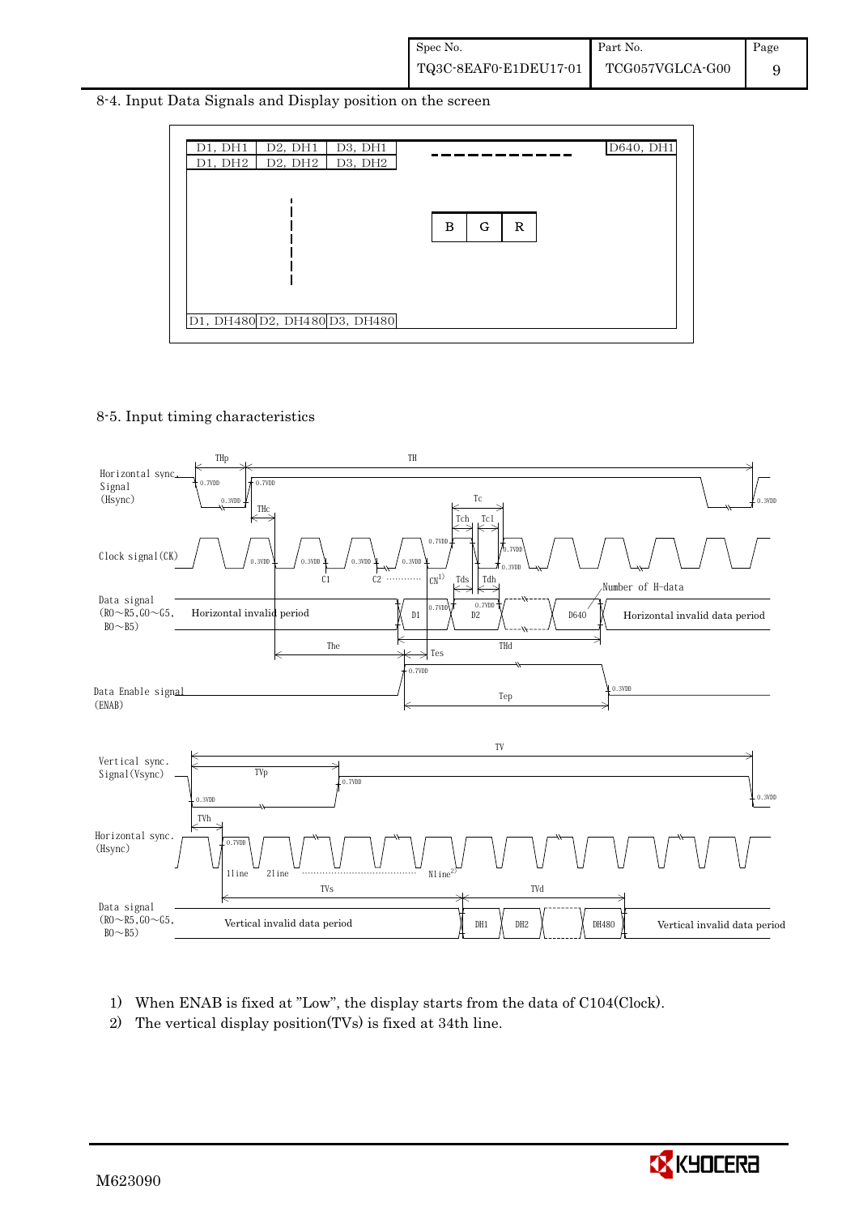## 8-4. Input Data Signals and Display position on the screen

| D1, DH1 | D2, DH1 | D3, DH1 | - - - - - - - - | D640, DH1 |
|---|---|---|---|---|
| D1, DH2 | D2, DH2 | D3, DH2 | | |
| | | | B G R | |
| D1, DH480 | D2, DH480 | D3, DH480 | | |

## 8-5. Input timing characteristics

Horizontal sync. Signal (Hsync) — THp, TH, 0.7VDD, 0.3VDD

Clock signal (CK) — THc, Tc, Tch, Tcl, 0.7VDD, 0.3VDD, C1, C2, CN[1]

Data signal (R0~R5, G0~G5, B0~B5) — Tds, Tdh, Horizontal invalid period, D1, D2, D640, Number of H-data, Horizontal invalid data period, The, THd, Tes

Data Enable signal (ENAB) — 0.7VDD, 0.3VDD, Tep

Vertical sync. Signal (Vsync) — TV, TVp, 0.7VDD, 0.3VDD

Horizontal sync. (Hsync) — TVh, 0.7VDD, 1line, 2line, Nline[2]

Data signal (R0~R5, G0~G5, B0~B5) — TVs, TVd, Vertical invalid data period, DH1, DH2, DH480, Vertical invalid data period

1) When ENAB is fixed at "Low", the display starts from the data of C104(Clock).

2) The vertical display position(TVs) is fixed at 34th line.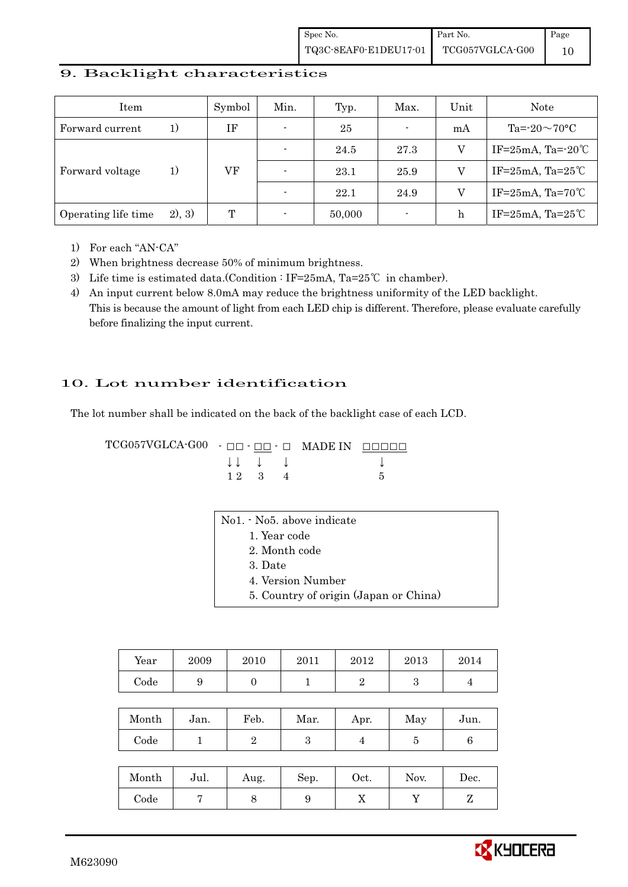## 9. Backlight characteristics

| Item | | Symbol | Min. | Typ. | Max. | Unit | Note |
|---|---|---|---|---|---|---|---|
| Forward current | 1) | IF | - | 25 | - | mA | Ta=-20～70°C |
| Forward voltage | 1) | VF | - | 24.5 | 27.3 | V | IF=25mA, Ta=-20℃ |
| | | | - | 23.1 | 25.9 | V | IF=25mA, Ta=25℃ |
| | | | - | 22.1 | 24.9 | V | IF=25mA, Ta=70℃ |
| Operating life time | 2), 3) | T | - | 50,000 | - | h | IF=25mA, Ta=25℃ |

1) For each "AN-CA"
2) When brightness decrease 50% of minimum brightness.
3) Life time is estimated data.(Condition : IF=25mA, Ta=25℃ in chamber).
4) An input current below 8.0mA may reduce the brightness uniformity of the LED backlight. This is because the amount of light from each LED chip is different. Therefore, please evaluate carefully before finalizing the input current.

## 10. Lot number identification

The lot number shall be indicated on the back of the backlight case of each LCD.

```
TCG057VGLCA-G00  - □□ - □□ - □   MADE IN  □□□□□
                   ↓↓    ↓    ↓               ↓
                   1 2   3    4               5
```

No1. - No5. above indicate
1. Year code
2. Month code
3. Date
4. Version Number
5. Country of origin (Japan or China)

| Year | 2009 | 2010 | 2011 | 2012 | 2013 | 2014 |
|---|---|---|---|---|---|---|
| Code | 9 | 0 | 1 | 2 | 3 | 4 |

| Month | Jan. | Feb. | Mar. | Apr. | May | Jun. |
|---|---|---|---|---|---|---|
| Code | 1 | 2 | 3 | 4 | 5 | 6 |

| Month | Jul. | Aug. | Sep. | Oct. | Nov. | Dec. |
|---|---|---|---|---|---|---|
| Code | 7 | 8 | 9 | X | Y | Z |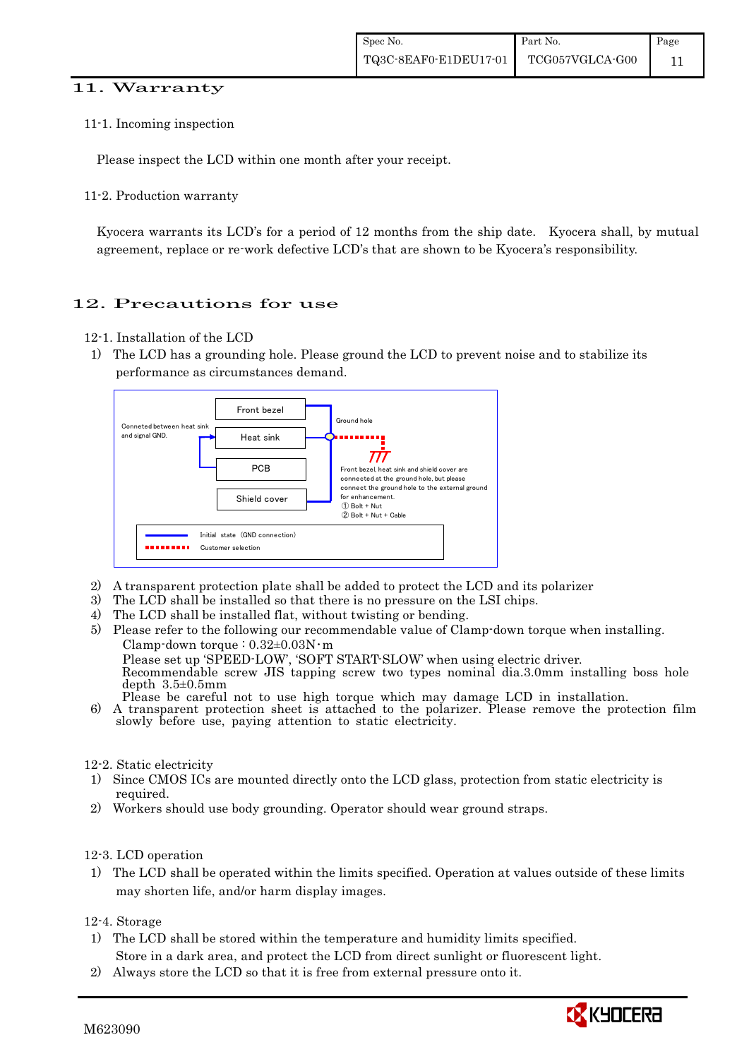## 11. Warranty

11-1. Incoming inspection

Please inspect the LCD within one month after your receipt.

11-2. Production warranty

Kyocera warrants its LCD's for a period of 12 months from the ship date. Kyocera shall, by mutual agreement, replace or re-work defective LCD's that are shown to be Kyocera's responsibility.

## 12. Precautions for use

12-1. Installation of the LCD

1) The LCD has a grounding hole. Please ground the LCD to prevent noise and to stabilize its performance as circumstances demand.

Conneted between heat sink and signal GND.

Front bezel

Heat sink

PCB

Shield cover

Ground hole

Front bezel, heat sink and shield cover are connected at the ground hole, but please connect the ground hole to the external ground for enhancement.
① Bolt + Nut
② Bolt + Nut + Cable

Initial state (GND connection)

Customer selection

2) A transparent protection plate shall be added to protect the LCD and its polarizer
3) The LCD shall be installed so that there is no pressure on the LSI chips.
4) The LCD shall be installed flat, without twisting or bending.
5) Please refer to the following our recommendable value of Clamp-down torque when installing.
   Clamp-down torque : 0.32±0.03N･m
   Please set up 'SPEED-LOW', 'SOFT START-SLOW' when using electric driver.
   Recommendable screw JIS tapping screw two types nominal dia.3.0mm installing boss hole depth 3.5±0.5mm
   Please be careful not to use high torque which may damage LCD in installation.
6) A transparent protection sheet is attached to the polarizer. Please remove the protection film slowly before use, paying attention to static electricity.

12-2. Static electricity

1) Since CMOS ICs are mounted directly onto the LCD glass, protection from static electricity is required.
2) Workers should use body grounding. Operator should wear ground straps.

12-3. LCD operation

1) The LCD shall be operated within the limits specified. Operation at values outside of these limits may shorten life, and/or harm display images.

12-4. Storage

1) The LCD shall be stored within the temperature and humidity limits specified.
   Store in a dark area, and protect the LCD from direct sunlight or fluorescent light.
2) Always store the LCD so that it is free from external pressure onto it.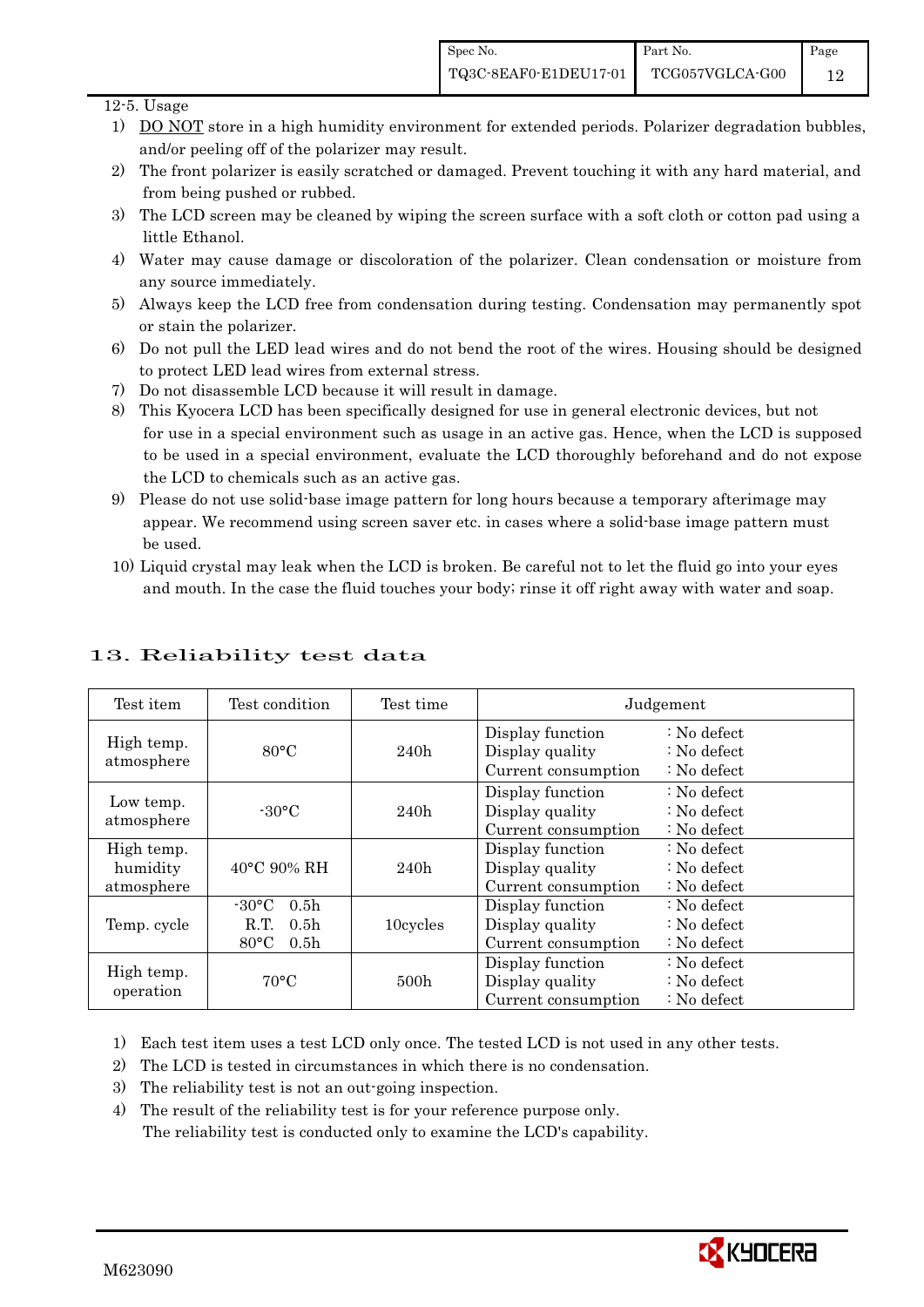12-5. Usage

1) DO NOT store in a high humidity environment for extended periods. Polarizer degradation bubbles, and/or peeling off of the polarizer may result.
2) The front polarizer is easily scratched or damaged. Prevent touching it with any hard material, and from being pushed or rubbed.
3) The LCD screen may be cleaned by wiping the screen surface with a soft cloth or cotton pad using a little Ethanol.
4) Water may cause damage or discoloration of the polarizer. Clean condensation or moisture from any source immediately.
5) Always keep the LCD free from condensation during testing. Condensation may permanently spot or stain the polarizer.
6) Do not pull the LED lead wires and do not bend the root of the wires. Housing should be designed to protect LED lead wires from external stress.
7) Do not disassemble LCD because it will result in damage.
8) This Kyocera LCD has been specifically designed for use in general electronic devices, but not for use in a special environment such as usage in an active gas. Hence, when the LCD is supposed to be used in a special environment, evaluate the LCD thoroughly beforehand and do not expose the LCD to chemicals such as an active gas.
9) Please do not use solid-base image pattern for long hours because a temporary afterimage may appear. We recommend using screen saver etc. in cases where a solid-base image pattern must be used.
10) Liquid crystal may leak when the LCD is broken. Be careful not to let the fluid go into your eyes and mouth. In the case the fluid touches your body; rinse it off right away with water and soap.

# 13. Reliability test data

| Test item | Test condition | Test time | Judgement |
|---|---|---|---|
| High temp. atmosphere | 80°C | 240h | Display function : No defect<br>Display quality : No defect<br>Current consumption : No defect |
| Low temp. atmosphere | -30°C | 240h | Display function : No defect<br>Display quality : No defect<br>Current consumption : No defect |
| High temp. humidity atmosphere | 40°C 90% RH | 240h | Display function : No defect<br>Display quality : No defect<br>Current consumption : No defect |
| Temp. cycle | -30°C 0.5h<br>R.T. 0.5h<br>80°C 0.5h | 10cycles | Display function : No defect<br>Display quality : No defect<br>Current consumption : No defect |
| High temp. operation | 70°C | 500h | Display function : No defect<br>Display quality : No defect<br>Current consumption : No defect |

1) Each test item uses a test LCD only once. The tested LCD is not used in any other tests.
2) The LCD is tested in circumstances in which there is no condensation.
3) The reliability test is not an out-going inspection.
4) The result of the reliability test is for your reference purpose only. The reliability test is conducted only to examine the LCD's capability.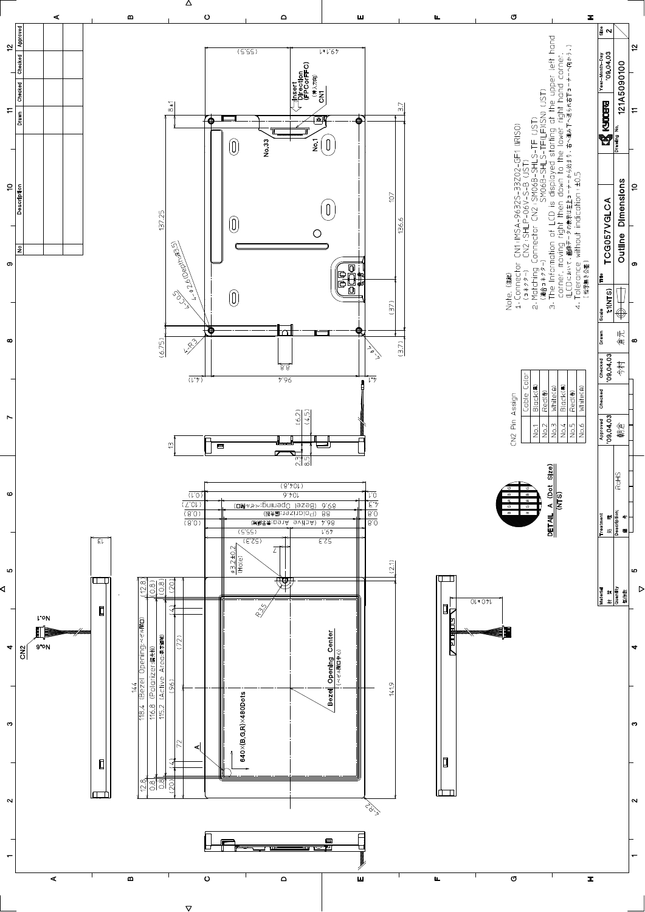Note. (注記)

1. Connector CN1: IMSA-9632S-33Z02-GF1 (IRISO)
   (コネクター) CN2: SHLP-06V-S-B (JST)
2. Matching Connector CN2: SM06B-SHLS-TF (JST)
   (適合コネクター) SM06B-SHLS-TF(LF)(SN) (JST)
3. The Information of LCD is displayed starting at the upper left hand corner, moving right then down to the lower right hand corner.
   (LCDにおいて、画面データの表示は左上コーナーから始まり、右へ進み下へ進んだ右下コーナーへ向かう。)
4. Tolerance without indication: ±0.5
   (指示無き公差)

CN2 Pin Assign

| | Cable Color |
|---|---|
| No.1 | Black(黒) |
| No.2 | Red(赤) |
| No.3 | White(白) |
| No.4 | Black(黒) |
| No.5 | Red(赤) |
| No.6 | White(白) |

DETAIL A (Dot Size) (NTS)

640×(B,G,R)×480Dots

Bezel Opening Center (ベゼル開口中心)

| Title | TCG057VGLCA |
|---|---|
| | Outline Dimensions |
| Scale | 1:1(NTS) |
| Drawing No. | 121A5090100 |
| Year-Month-Day | '09,04,03 |
| Size | 2 |
| Approved | '09,04,03 朝倉 |
| Checked | '09,04,03 今村 |
| Drawn | 倉元 |
| Description | RoHS |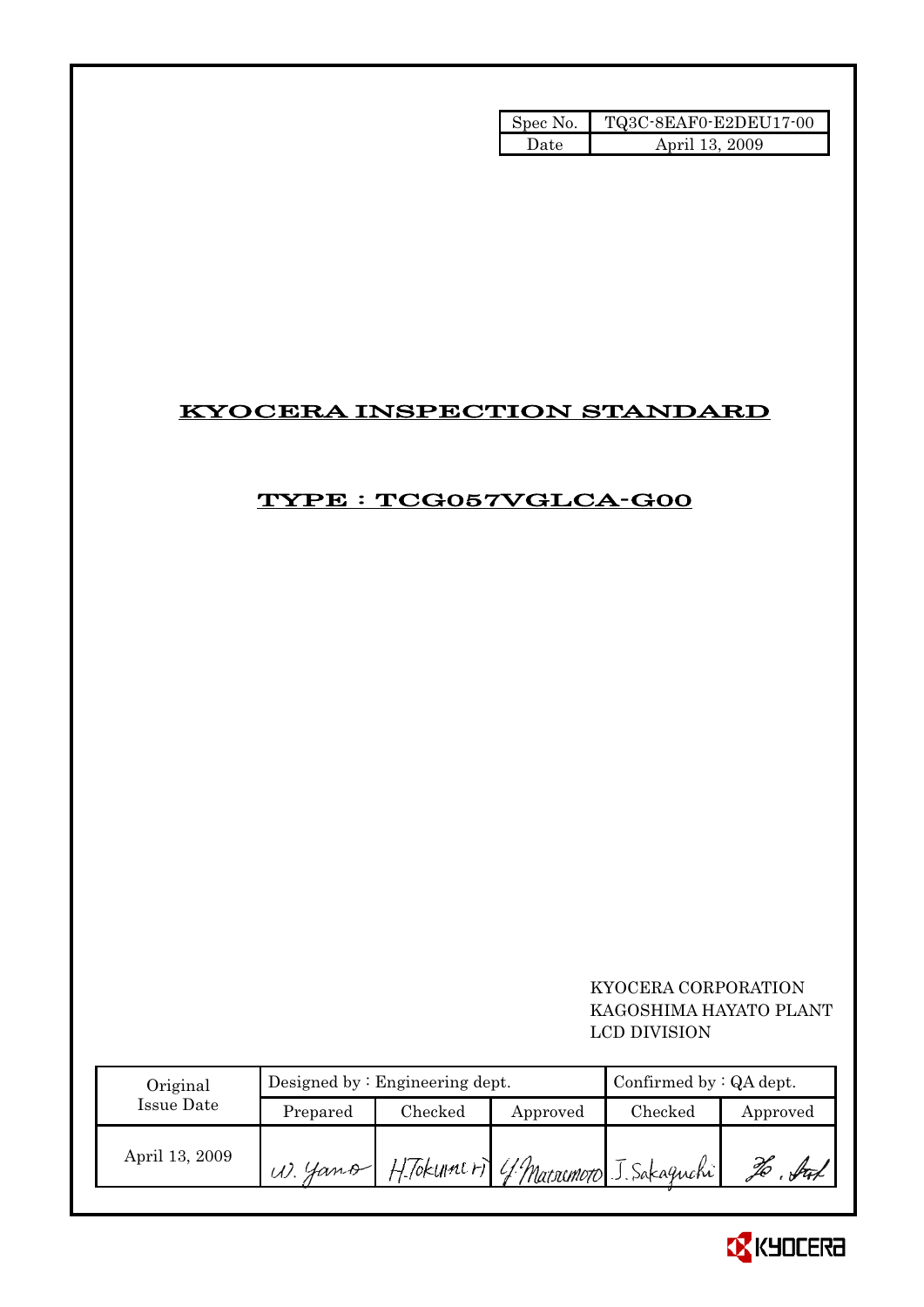| Spec No. | TQ3C-8EAF0-E2DEU17-00 |
|---|---|
| Date | April 13, 2009 |

# KYOCERA INSPECTION STANDARD

## TYPE : TCG057VGLCA-G00

KYOCERA CORPORATION
KAGOSHIMA HAYATO PLANT
LCD DIVISION

| Original Issue Date | Designed by : Engineering dept. | | | Confirmed by : QA dept. | |
|---|---|---|---|---|---|
| | Prepared | Checked | Approved | Checked | Approved |
| April 13, 2009 | W. Yano | H.Tokunari | Y. Matsumoto | J. Sakaguchi | |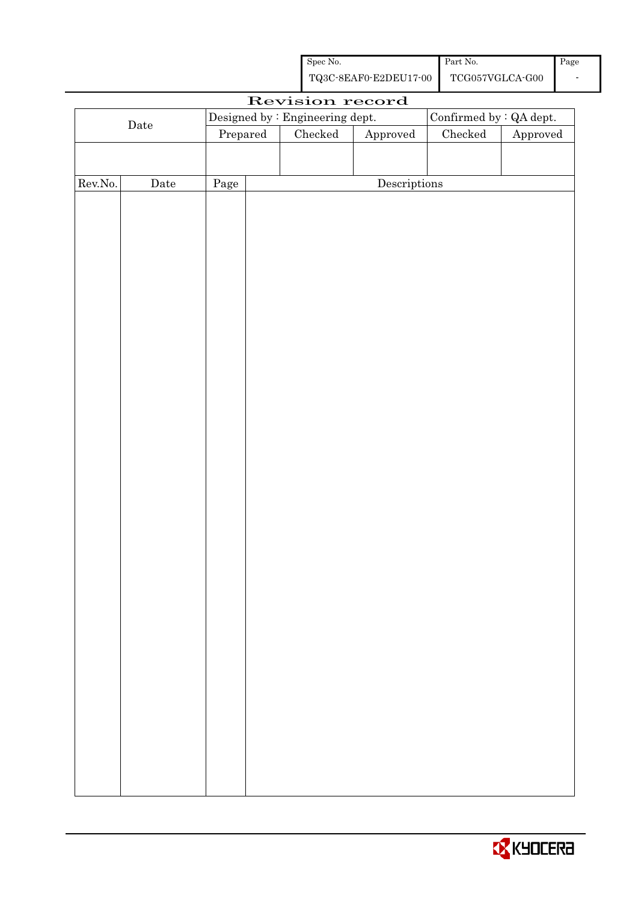| Spec No. | Part No. | Page |
| --- | --- | --- |
| TQ3C-8EAF0-E2DEU17-00 | TCG057VGLCA-G00 | - |

# Revision record

| Date | Designed by : Engineering dept. | | | Confirmed by : QA dept. | |
| --- | --- | --- | --- | --- | --- |
| | Prepared | Checked | Approved | Checked | Approved |
| | | | | | |

| Rev.No. | Date | Page | Descriptions |
| --- | --- | --- | --- |
| | | | |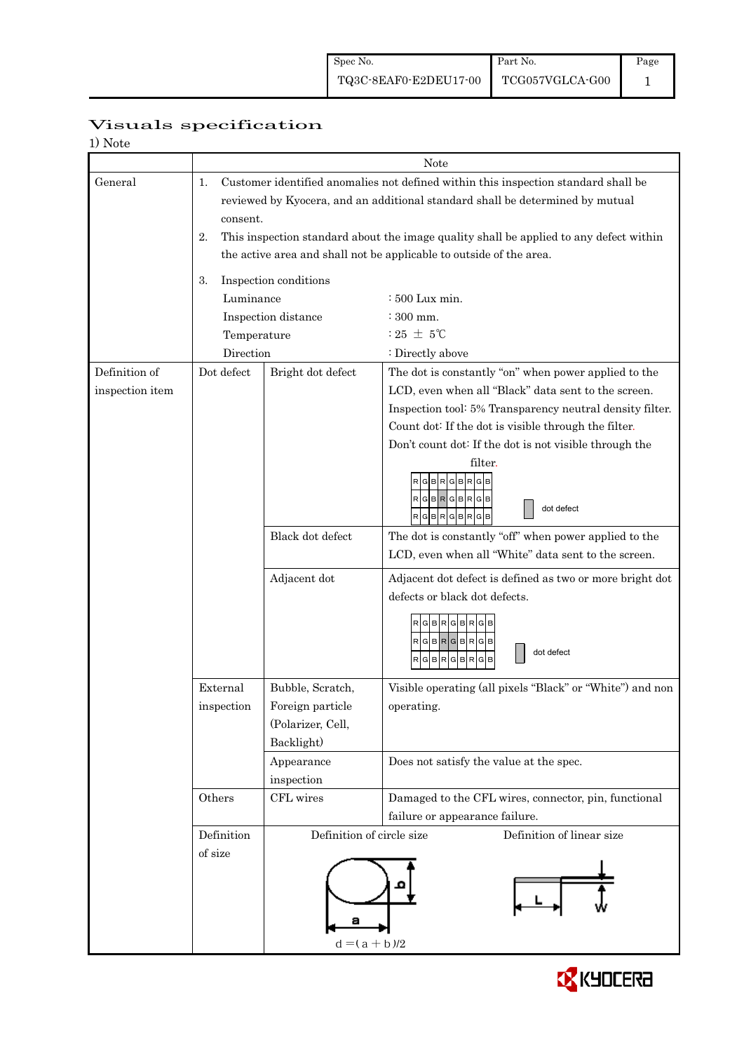# Visuals specification

1) Note

| | | | Note |
|---|---|---|---|
| General | 1. Customer identified anomalies not defined within this inspection standard shall be reviewed by Kyocera, and an additional standard shall be determined by mutual consent.<br>2. This inspection standard about the image quality shall be applied to any defect within the active area and shall not be applicable to outside of the area.<br>3. Inspection conditions<br>Luminance : 500 Lux min.<br>Inspection distance : 300 mm.<br>Temperature : 25 ± 5℃<br>Direction : Directly above | | |
| Definition of inspection item | Dot defect | Bright dot defect | The dot is constantly "on" when power applied to the LCD, even when all "Black" data sent to the screen.<br>Inspection tool: 5% Transparency neutral density filter.<br>Count dot: If the dot is visible through the filter.<br>Don't count dot: If the dot is not visible through the filter.<br>R G B R G B R G B / R G B R G B R G B / R G B R G B R G B — dot defect |
| | | Black dot defect | The dot is constantly "off" when power applied to the LCD, even when all "White" data sent to the screen. |
| | | Adjacent dot | Adjacent dot defect is defined as two or more bright dot defects or black dot defects.<br>R G B R G B R G B / R G B R G B R G B / R G B R G B R G B — dot defect |
| | External inspection | Bubble, Scratch, Foreign particle (Polarizer, Cell, Backlight) | Visible operating (all pixels "Black" or "White") and non operating. |
| | | Appearance inspection | Does not satisfy the value at the spec. |
| | Others | CFL wires | Damaged to the CFL wires, connector, pin, functional failure or appearance failure. |
| | Definition of size | Definition of circle size<br>$d = (a + b)/2$ | Definition of linear size<br>L, W |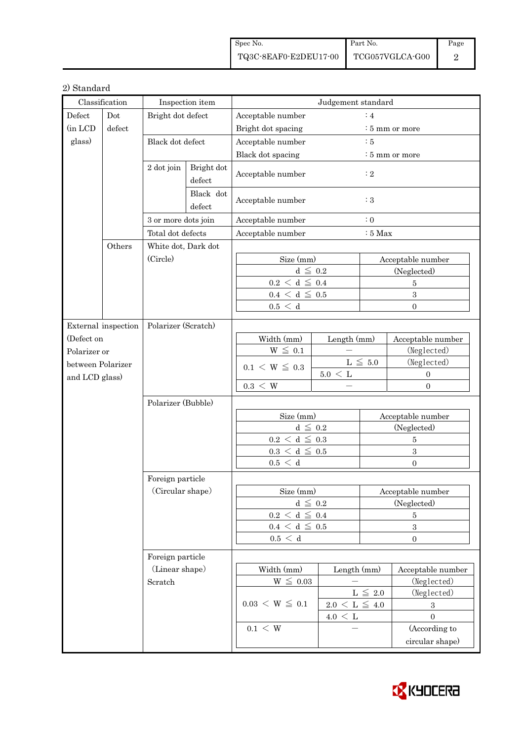2) Standard

| Classification | | Inspection item | | Judgement standard |
|---|---|---|---|---|
| Defect (in LCD glass) | Dot defect | Bright dot defect | | Acceptable number : 4<br>Bright dot spacing : 5 mm or more |
| | | Black dot defect | | Acceptable number : 5<br>Black dot spacing : 5 mm or more |
| | | 2 dot join | Bright dot defect | Acceptable number : 2 |
| | | | Black dot defect | Acceptable number : 3 |
| | | 3 or more dots join | | Acceptable number : 0 |
| | | Total dot defects | | Acceptable number : 5 Max |
| | Others | White dot, Dark dot (Circle) | | See table below |
| External inspection (Defect on Polarizer or between Polarizer and LCD glass) | | Polarizer (Scratch) | | See table below |
| | | Polarizer (Bubble) | | See table below |
| | | Foreign particle (Circular shape) | | See table below |
| | | Foreign particle (Linear shape) Scratch | | See table below |

White dot, Dark dot (Circle)

| Size (mm) | Acceptable number |
|---|---|
| d ≦ 0.2 | (Neglected) |
| 0.2 < d ≦ 0.4 | 5 |
| 0.4 < d ≦ 0.5 | 3 |
| 0.5 < d | 0 |

Polarizer (Scratch)

| Width (mm) | Length (mm) | Acceptable number |
|---|---|---|
| W ≦ 0.1 | — | (Neglected) |
| 0.1 < W ≦ 0.3 | L ≦ 5.0 | (Neglected) |
| | 5.0 < L | 0 |
| 0.3 < W | — | 0 |

Polarizer (Bubble)

| Size (mm) | Acceptable number |
|---|---|
| d ≦ 0.2 | (Neglected) |
| 0.2 < d ≦ 0.3 | 5 |
| 0.3 < d ≦ 0.5 | 3 |
| 0.5 < d | 0 |

Foreign particle (Circular shape)

| Size (mm) | Acceptable number |
|---|---|
| d ≦ 0.2 | (Neglected) |
| 0.2 < d ≦ 0.4 | 5 |
| 0.4 < d ≦ 0.5 | 3 |
| 0.5 < d | 0 |

Foreign particle (Linear shape) Scratch

| Width (mm) | Length (mm) | Acceptable number |
|---|---|---|
| W ≦ 0.03 | — | (Neglected) |
| 0.03 < W ≦ 0.1 | L ≦ 2.0 | (Neglected) |
| | 2.0 < L ≦ 4.0 | 3 |
| | 4.0 < L | 0 |
| 0.1 < W | — | (According to circular shape) |